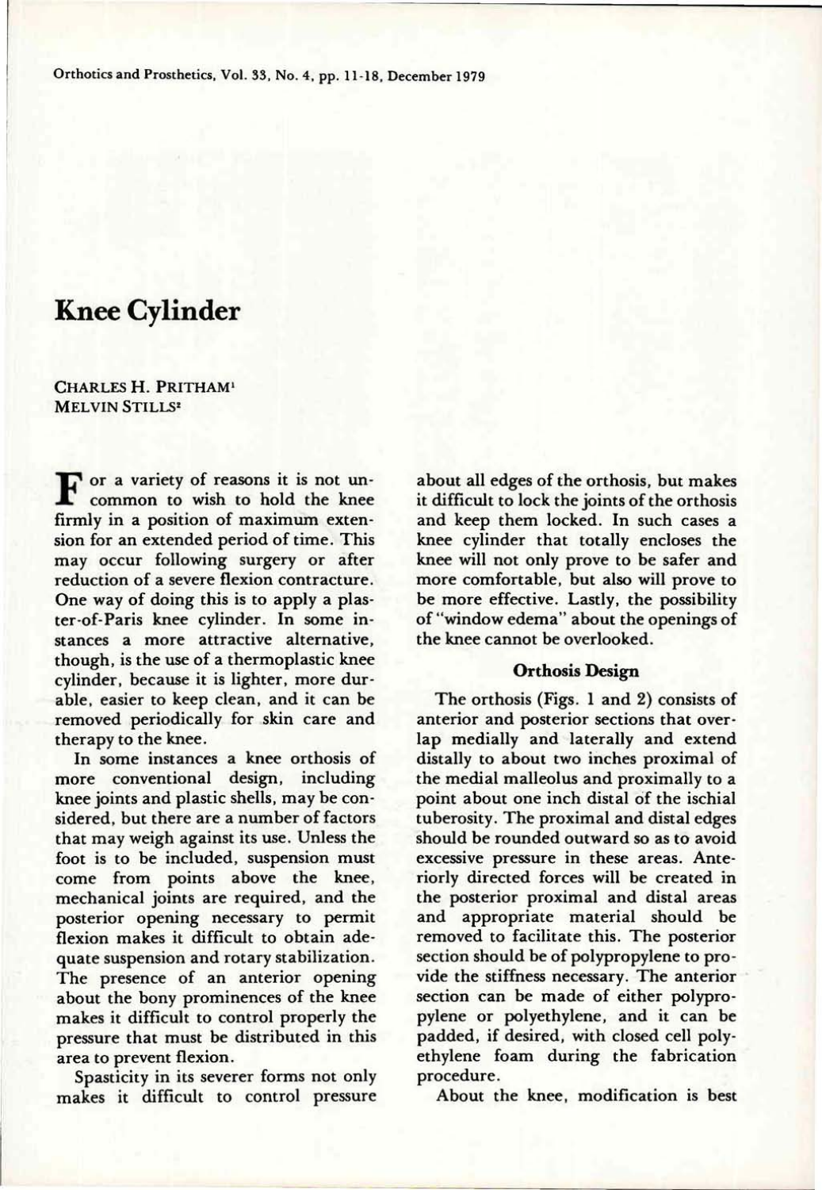# Knee Cylinder

CHARLES H. PRITHAM[1]
MELVIN STILLS[2]

For a variety of reasons it is not uncommon to wish to hold the knee firmly in a position of maximum extension for an extended period of time. This may occur following surgery or after reduction of a severe flexion contracture. One way of doing this is to apply a plaster-of-Paris knee cylinder. In some instances a more attractive alternative, though, is the use of a thermoplastic knee cylinder, because it is lighter, more durable, easier to keep clean, and it can be removed periodically for skin care and therapy to the knee.

In some instances a knee orthosis of more conventional design, including knee joints and plastic shells, may be considered, but there are a number of factors that may weigh against its use. Unless the foot is to be included, suspension must come from points above the knee, mechanical joints are required, and the posterior opening necessary to permit flexion makes it difficult to obtain adequate suspension and rotary stabilization. The presence of an anterior opening about the bony prominences of the knee makes it difficult to control properly the pressure that must be distributed in this area to prevent flexion.

Spasticity in its severer forms not only makes it difficult to control pressure about all edges of the orthosis, but makes it difficult to lock the joints of the orthosis and keep them locked. In such cases a knee cylinder that totally encloses the knee will not only prove to be safer and more comfortable, but also will prove to be more effective. Lastly, the possibility of "window edema" about the openings of the knee cannot be overlooked.

## Orthosis Design

The orthosis (Figs. 1 and 2) consists of anterior and posterior sections that overlap medially and laterally and extend distally to about two inches proximal of the medial malleolus and proximally to a point about one inch distal of the ischial tuberosity. The proximal and distal edges should be rounded outward so as to avoid excessive pressure in these areas. Anteriorly directed forces will be created in the posterior proximal and distal areas and appropriate material should be removed to facilitate this. The posterior section should be of polypropylene to provide the stiffness necessary. The anterior section can be made of either polypropylene or polyethylene, and it can be padded, if desired, with closed cell polyethylene foam during the fabrication procedure.

About the knee, modification is best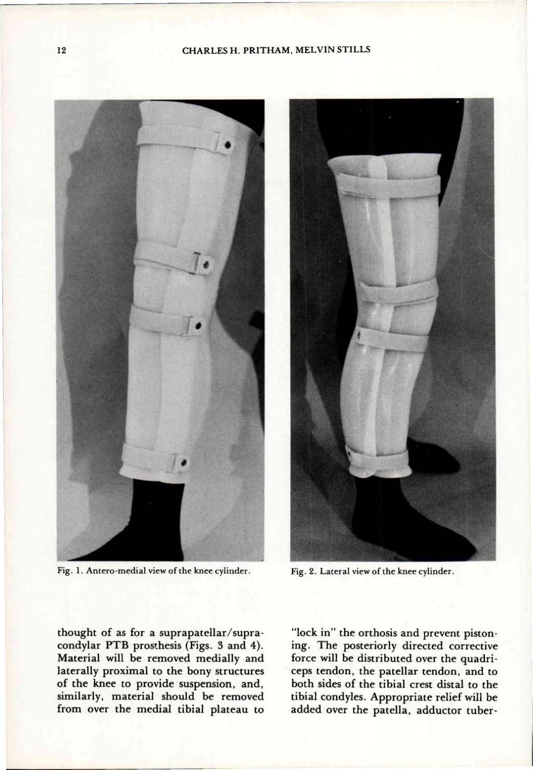Fig. 1. Antero-medial view of the knee cylinder.

Fig. 2. Lateral view of the knee cylinder.

thought of as for a suprapatellar/supracondylar PTB prosthesis (Figs. 3 and 4). Material will be removed medially and laterally proximal to the bony structures of the knee to provide suspension, and, similarly, material should be removed from over the medial tibial plateau to "lock in" the orthosis and prevent pistoning. The posteriorly directed corrective force will be distributed over the quadriceps tendon, the patellar tendon, and to both sides of the tibial crest distal to the tibial condyles. Appropriate relief will be added over the patella, adductor tuber-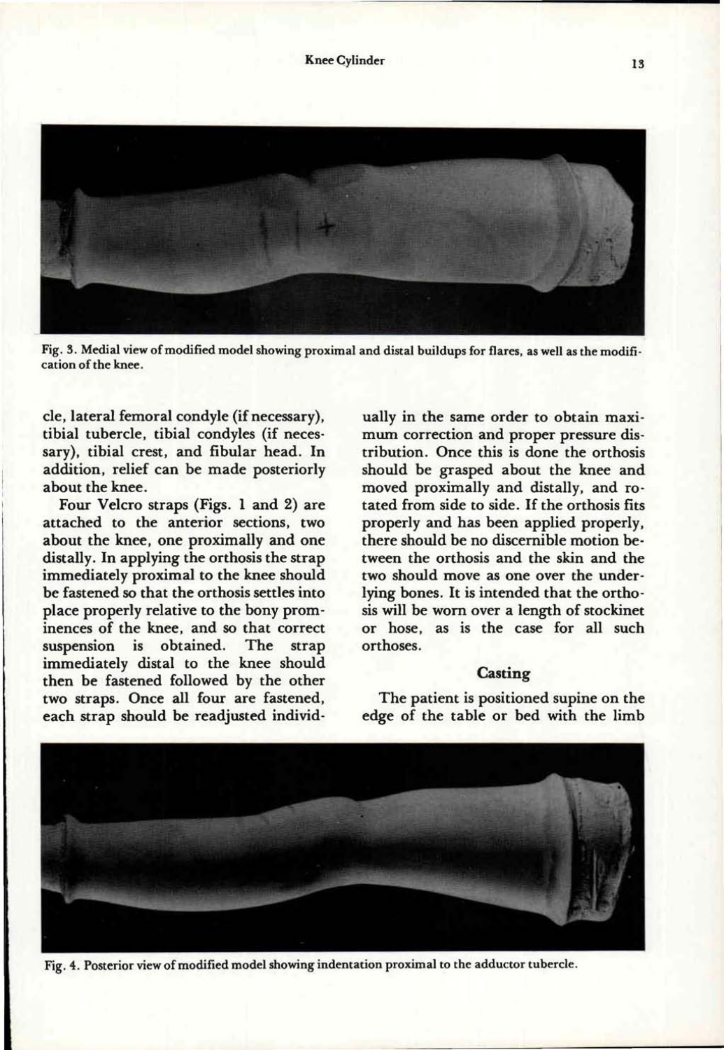Fig. 3. Medial view of modified model showing proximal and distal buildups for flares, as well as the modification of the knee.

cle, lateral femoral condyle (if necessary), tibial tubercle, tibial condyles (if necessary), tibial crest, and fibular head. In addition, relief can be made posteriorly about the knee.

Four Velcro straps (Figs. 1 and 2) are attached to the anterior sections, two about the knee, one proximally and one distally. In applying the orthosis the strap immediately proximal to the knee should be fastened so that the orthosis settles into place properly relative to the bony prominences of the knee, and so that correct suspension is obtained. The strap immediately distal to the knee should then be fastened followed by the other two straps. Once all four are fastened, each strap should be readjusted individually in the same order to obtain maximum correction and proper pressure distribution. Once this is done the orthosis should be grasped about the knee and moved proximally and distally, and rotated from side to side. If the orthosis fits properly and has been applied properly, there should be no discernible motion between the orthosis and the skin and the two should move as one over the underlying bones. It is intended that the orthosis will be worn over a length of stockinet or hose, as is the case for all such orthoses.

## Casting

The patient is positioned supine on the edge of the table or bed with the limb

Fig. 4. Posterior view of modified model showing indentation proximal to the adductor tubercle.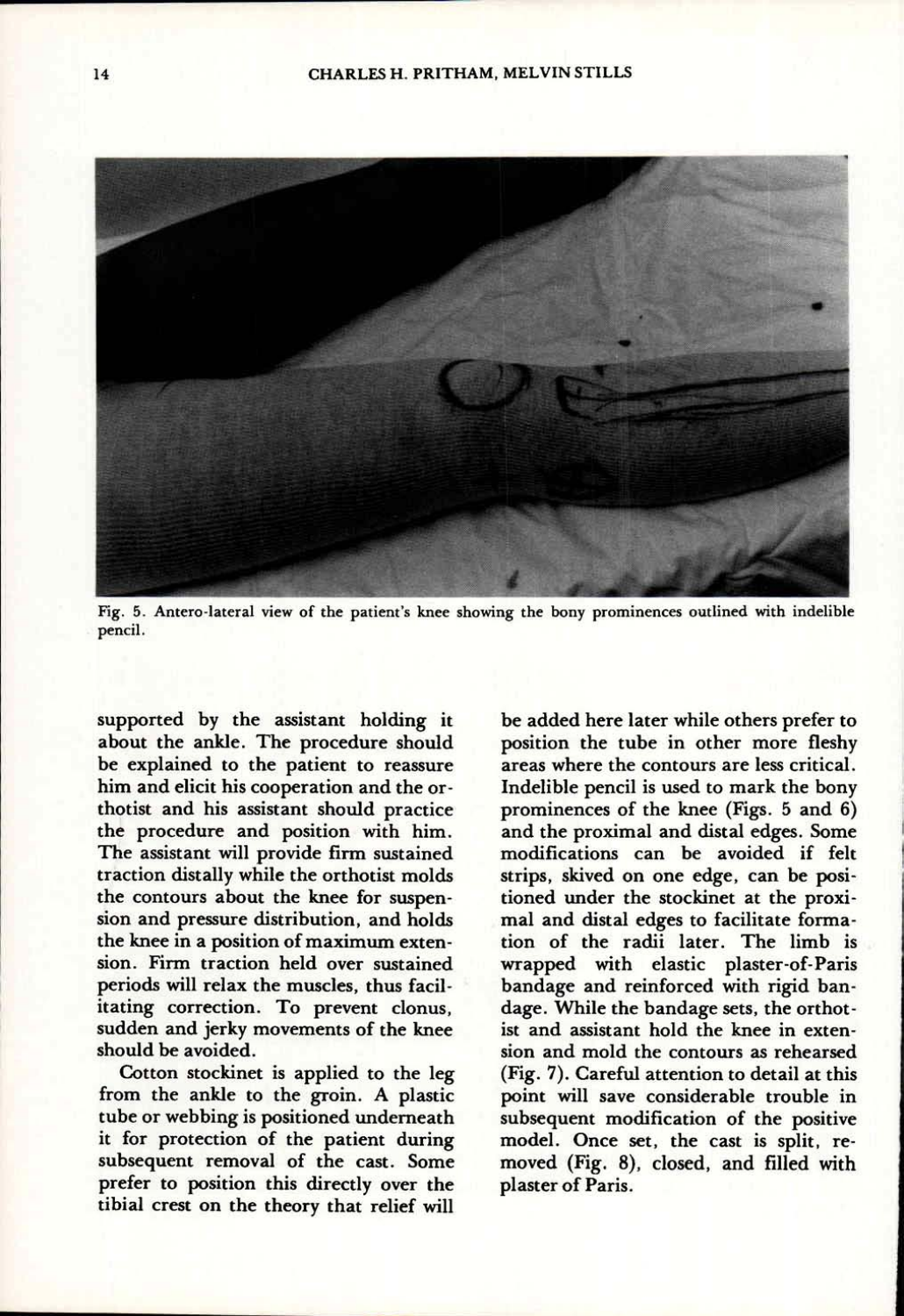Fig. 5. Antero-lateral view of the patient's knee showing the bony prominences outlined with indelible pencil.

supported by the assistant holding it about the ankle. The procedure should be explained to the patient to reassure him and elicit his cooperation and the orthotist and his assistant should practice the procedure and position with him. The assistant will provide firm sustained traction distally while the orthotist molds the contours about the knee for suspension and pressure distribution, and holds the knee in a position of maximum extension. Firm traction held over sustained periods will relax the muscles, thus facilitating correction. To prevent clonus, sudden and jerky movements of the knee should be avoided.

Cotton stockinet is applied to the leg from the ankle to the groin. A plastic tube or webbing is positioned underneath it for protection of the patient during subsequent removal of the cast. Some prefer to position this directly over the tibial crest on the theory that relief will be added here later while others prefer to position the tube in other more fleshy areas where the contours are less critical. Indelible pencil is used to mark the bony prominences of the knee (Figs. 5 and 6) and the proximal and distal edges. Some modifications can be avoided if felt strips, skived on one edge, can be positioned under the stockinet at the proximal and distal edges to facilitate formation of the radii later. The limb is wrapped with elastic plaster-of-Paris bandage and reinforced with rigid bandage. While the bandage sets, the orthotist and assistant hold the knee in extension and mold the contours as rehearsed (Fig. 7). Careful attention to detail at this point will save considerable trouble in subsequent modification of the positive model. Once set, the cast is split, removed (Fig. 8), closed, and filled with plaster of Paris.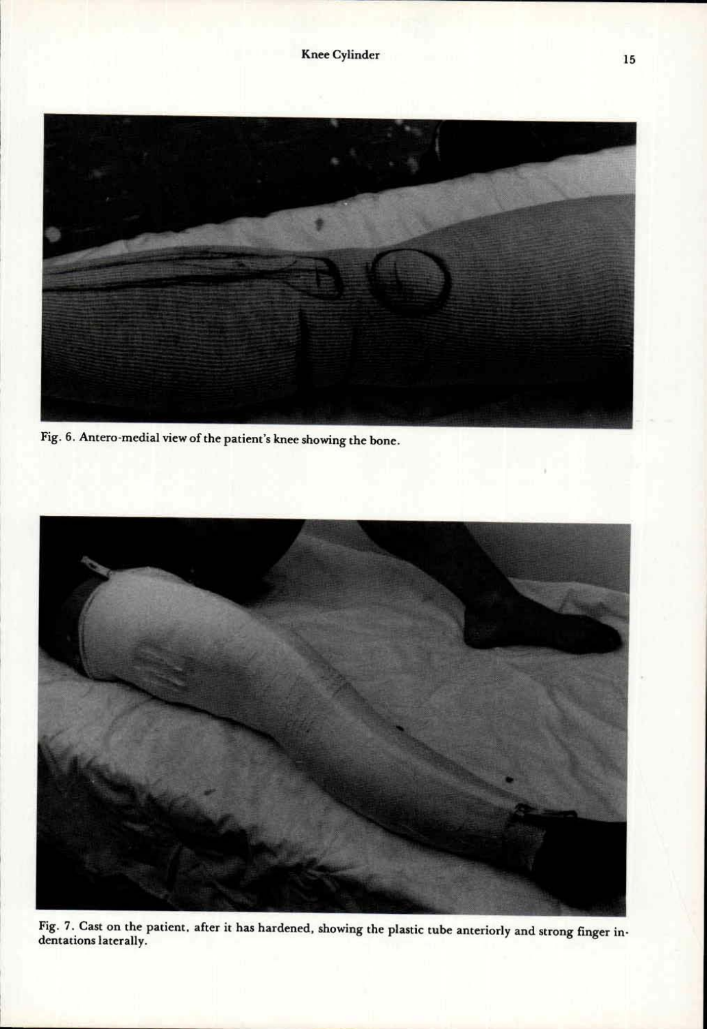Fig. 6. Antero-medial view of the patient's knee showing the bone.

Fig. 7. Cast on the patient, after it has hardened, showing the plastic tube anteriorly and strong finger indentations laterally.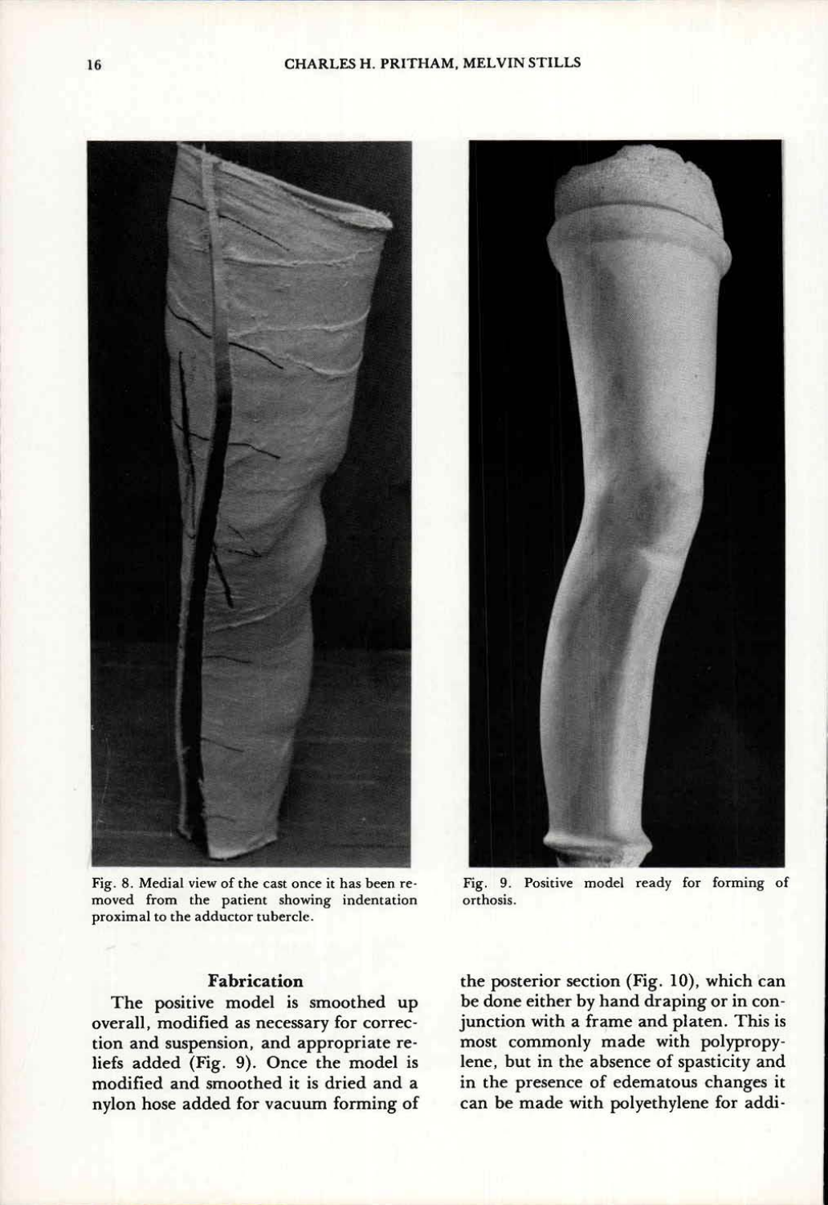Fig. 8. Medial view of the cast once it has been removed from the patient showing indentation proximal to the adductor tubercle.

Fig. 9. Positive model ready for forming of orthosis.

## Fabrication

The positive model is smoothed up overall, modified as necessary for correction and suspension, and appropriate reliefs added (Fig. 9). Once the model is modified and smoothed it is dried and a nylon hose added for vacuum forming of the posterior section (Fig. 10), which can be done either by hand draping or in conjunction with a frame and platen. This is most commonly made with polypropylene, but in the absence of spasticity and in the presence of edematous changes it can be made with polyethylene for addi-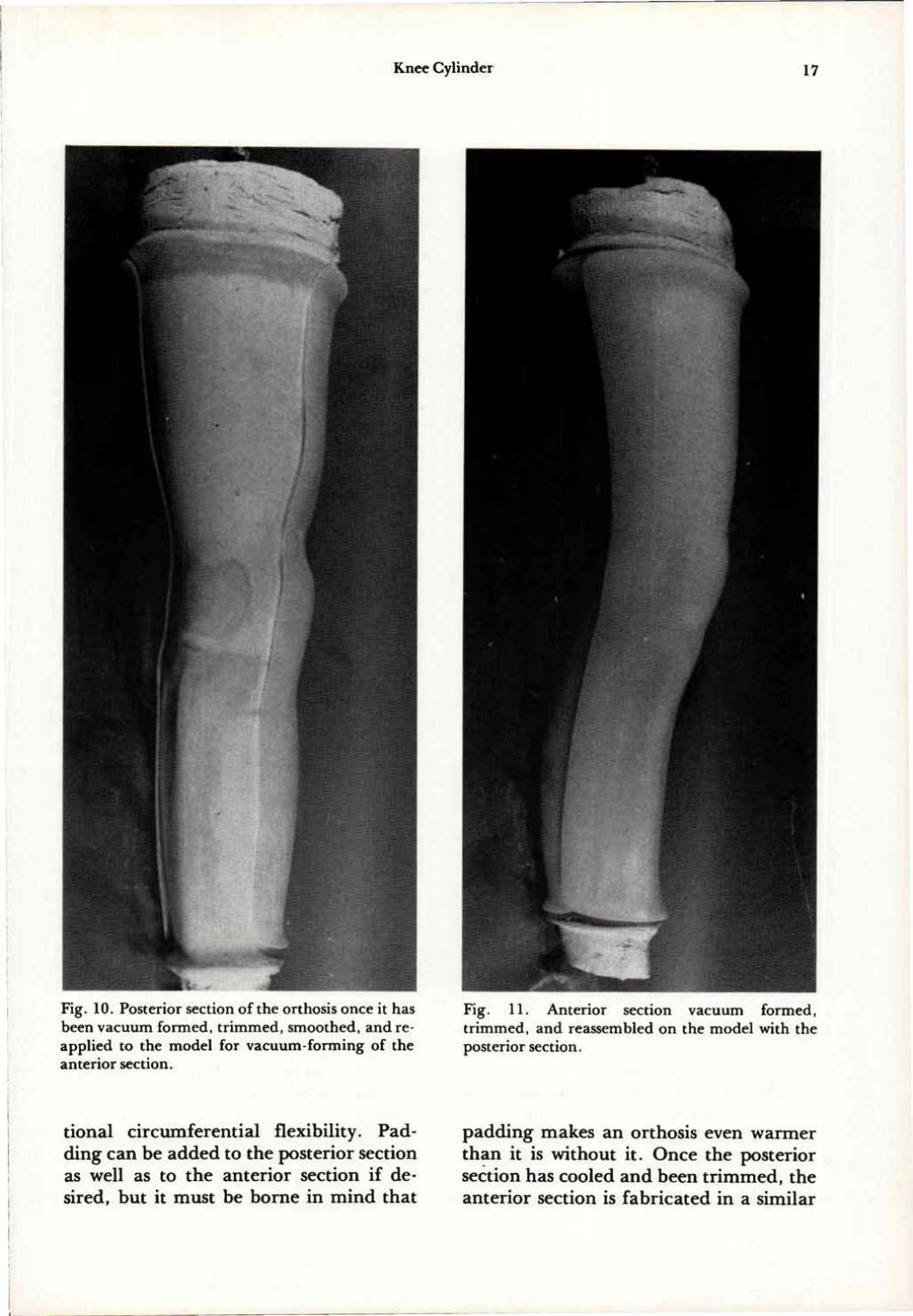Fig. 10. Posterior section of the orthosis once it has been vacuum formed, trimmed, smoothed, and reapplied to the model for vacuum-forming of the anterior section.

Fig. 11. Anterior section vacuum formed, trimmed, and reassembled on the model with the posterior section.

tional circumferential flexibility. Padding can be added to the posterior section as well as to the anterior section if desired, but it must be borne in mind that padding makes an orthosis even warmer than it is without it. Once the posterior section has cooled and been trimmed, the anterior section is fabricated in a similar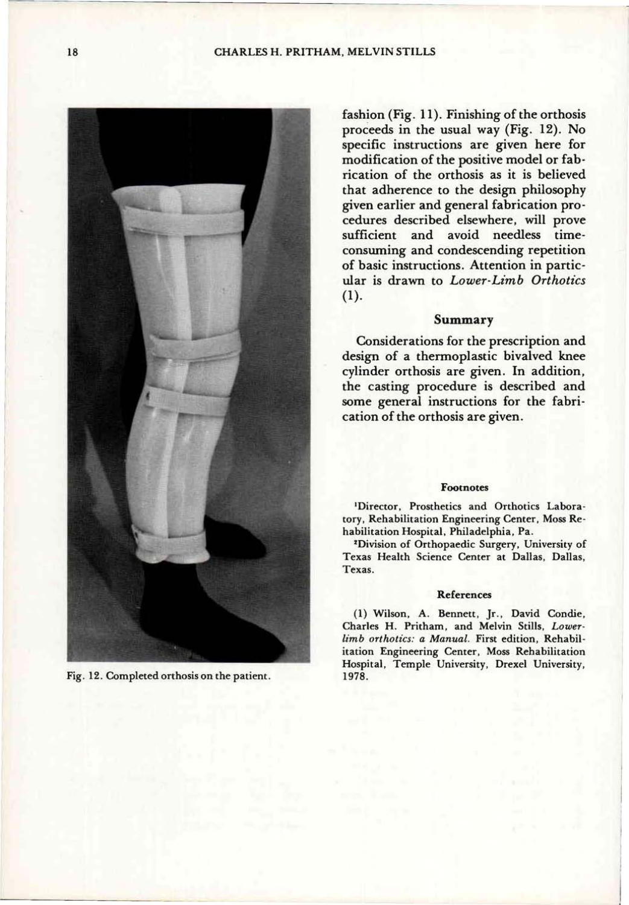fashion (Fig. 11). Finishing of the orthosis proceeds in the usual way (Fig. 12). No specific instructions are given here for modification of the positive model or fabrication of the orthosis as it is believed that adherence to the design philosophy given earlier and general fabrication procedures described elsewhere, will prove sufficient and avoid needless time-consuming and condescending repetition of basic instructions. Attention in particular is drawn to *Lower-Limb Orthotics* (1).

Fig. 12. Completed orthosis on the patient.

## Summary

Considerations for the prescription and design of a thermoplastic bivalved knee cylinder orthosis are given. In addition, the casting procedure is described and some general instructions for the fabrication of the orthosis are given.

### Footnotes

[1]Director, Prosthetics and Orthotics Laboratory, Rehabilitation Engineering Center, Moss Rehabilitation Hospital, Philadelphia, Pa.

[2]Division of Orthopaedic Surgery, University of Texas Health Science Center at Dallas, Dallas, Texas.

### References

(1) Wilson, A. Bennett, Jr., David Condie, Charles H. Pritham, and Melvin Stills, *Lower-limb orthotics: a Manual.* First edition, Rehabilitation Engineering Center, Moss Rehabilitation Hospital, Temple University, Drexel University, 1978.